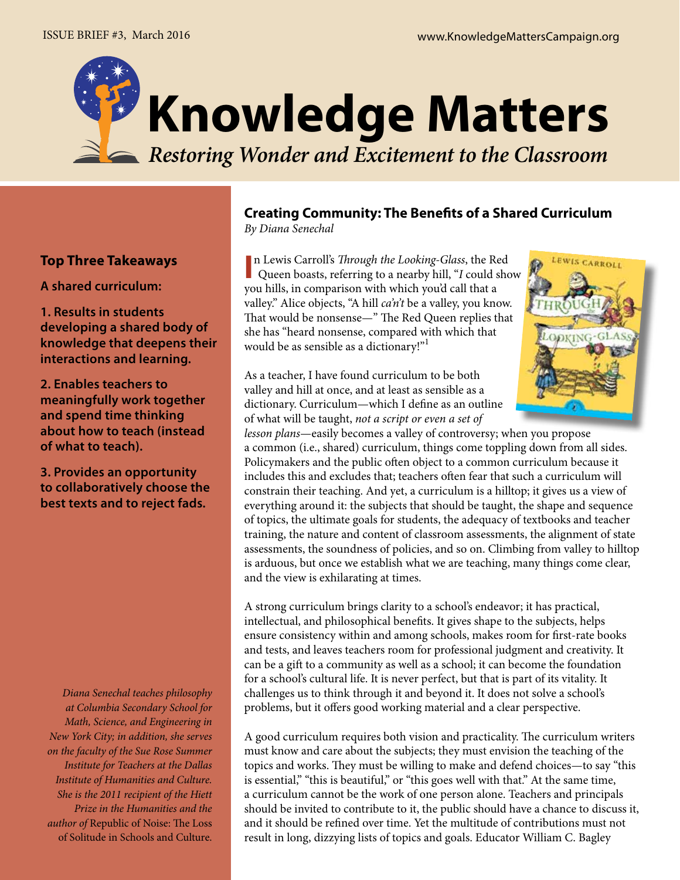ISSUE BRIEF #3, March 2016

www.KnowledgeMattersCampaign.org

# Knowledge Matters

*Restoring Wonder and Excitement to the Classroom*

## Creating Community: The Benefits of a Shared Curriculum

*By Diana Senechal*

In Lewis Carroll's *Through the Looking-Glass*, the Red Queen boasts, referring to a nearby hill, "*I* could show you hills, in comparison with which you'd call that a valley." Alice objects, "A hill *can't* be a valley, you know. That would be nonsense—" The Red Queen replies that she has "heard nonsense, compared with which that would be as sensible as a dictionary!"[1]

As a teacher, I have found curriculum to be both valley and hill at once, and at least as sensible as a dictionary. Curriculum—which I define as an outline of what will be taught, *not a script or even a set of lesson plans*—easily becomes a valley of controversy; when you propose a common (i.e., shared) curriculum, things come toppling down from all sides. Policymakers and the public often object to a common curriculum because it includes this and excludes that; teachers often fear that such a curriculum will constrain their teaching. And yet, a curriculum is a hilltop; it gives us a view of everything around it: the subjects that should be taught, the shape and sequence of topics, the ultimate goals for students, the adequacy of textbooks and teacher training, the nature and content of classroom assessments, the alignment of state assessments, the soundness of policies, and so on. Climbing from valley to hilltop is arduous, but once we establish what we are teaching, many things come clear, and the view is exhilarating at times.

A strong curriculum brings clarity to a school's endeavor; it has practical, intellectual, and philosophical benefits. It gives shape to the subjects, helps ensure consistency within and among schools, makes room for first-rate books and tests, and leaves teachers room for professional judgment and creativity. It can be a gift to a community as well as a school; it can become the foundation for a school's cultural life. It is never perfect, but that is part of its vitality. It challenges us to think through it and beyond it. It does not solve a school's problems, but it offers good working material and a clear perspective.

A good curriculum requires both vision and practicality. The curriculum writers must know and care about the subjects; they must envision the teaching of the topics and works. They must be willing to make and defend choices—to say "this is essential," "this is beautiful," or "this goes well with that." At the same time, a curriculum cannot be the work of one person alone. Teachers and principals should be invited to contribute to it, the public should have a chance to discuss it, and it should be refined over time. Yet the multitude of contributions must not result in long, dizzying lists of topics and goals. Educator William C. Bagley

### Top Three Takeaways

**A shared curriculum:**

**1. Results in students developing a shared body of knowledge that deepens their interactions and learning.**

**2. Enables teachers to meaningfully work together and spend time thinking about how to teach (instead of what to teach).**

**3. Provides an opportunity to collaboratively choose the best texts and to reject fads.**

*Diana Senechal teaches philosophy at Columbia Secondary School for Math, Science, and Engineering in New York City; in addition, she serves on the faculty of the Sue Rose Summer Institute for Teachers at the Dallas Institute of Humanities and Culture. She is the 2011 recipient of the Hiett Prize in the Humanities and the author of* Republic of Noise: The Loss of Solitude in Schools and Culture.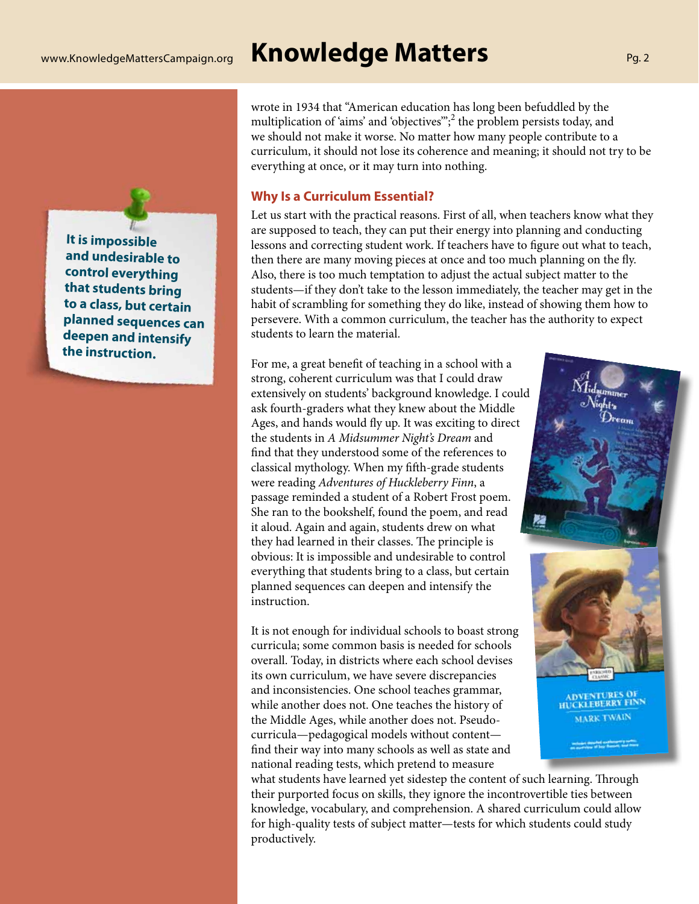wrote in 1934 that "American education has long been befuddled by the multiplication of 'aims' and 'objectives'";[2] the problem persists today, and we should not make it worse. No matter how many people contribute to a curriculum, it should not lose its coherence and meaning; it should not try to be everything at once, or it may turn into nothing.

> **It is impossible and undesirable to control everything that students bring to a class, but certain planned sequences can deepen and intensify the instruction.**

## Why Is a Curriculum Essential?

Let us start with the practical reasons. First of all, when teachers know what they are supposed to teach, they can put their energy into planning and conducting lessons and correcting student work. If teachers have to figure out what to teach, then there are many moving pieces at once and too much planning on the fly. Also, there is too much temptation to adjust the actual subject matter to the students—if they don't take to the lesson immediately, the teacher may get in the habit of scrambling for something they do like, instead of showing them how to persevere. With a common curriculum, the teacher has the authority to expect students to learn the material.

For me, a great benefit of teaching in a school with a strong, coherent curriculum was that I could draw extensively on students' background knowledge. I could ask fourth-graders what they knew about the Middle Ages, and hands would fly up. It was exciting to direct the students in *A Midsummer Night's Dream* and find that they understood some of the references to classical mythology. When my fifth-grade students were reading *Adventures of Huckleberry Finn*, a passage reminded a student of a Robert Frost poem. She ran to the bookshelf, found the poem, and read it aloud. Again and again, students drew on what they had learned in their classes. The principle is obvious: It is impossible and undesirable to control everything that students bring to a class, but certain planned sequences can deepen and intensify the instruction.

It is not enough for individual schools to boast strong curricula; some common basis is needed for schools overall. Today, in districts where each school devises its own curriculum, we have severe discrepancies and inconsistencies. One school teaches grammar, while another does not. One teaches the history of the Middle Ages, while another does not. Pseudo-curricula—pedagogical models without content—find their way into many schools as well as state and national reading tests, which pretend to measure what students have learned yet sidestep the content of such learning. Through their purported focus on skills, they ignore the incontrovertible ties between knowledge, vocabulary, and comprehension. A shared curriculum could allow for high-quality tests of subject matter—tests for which students could study productively.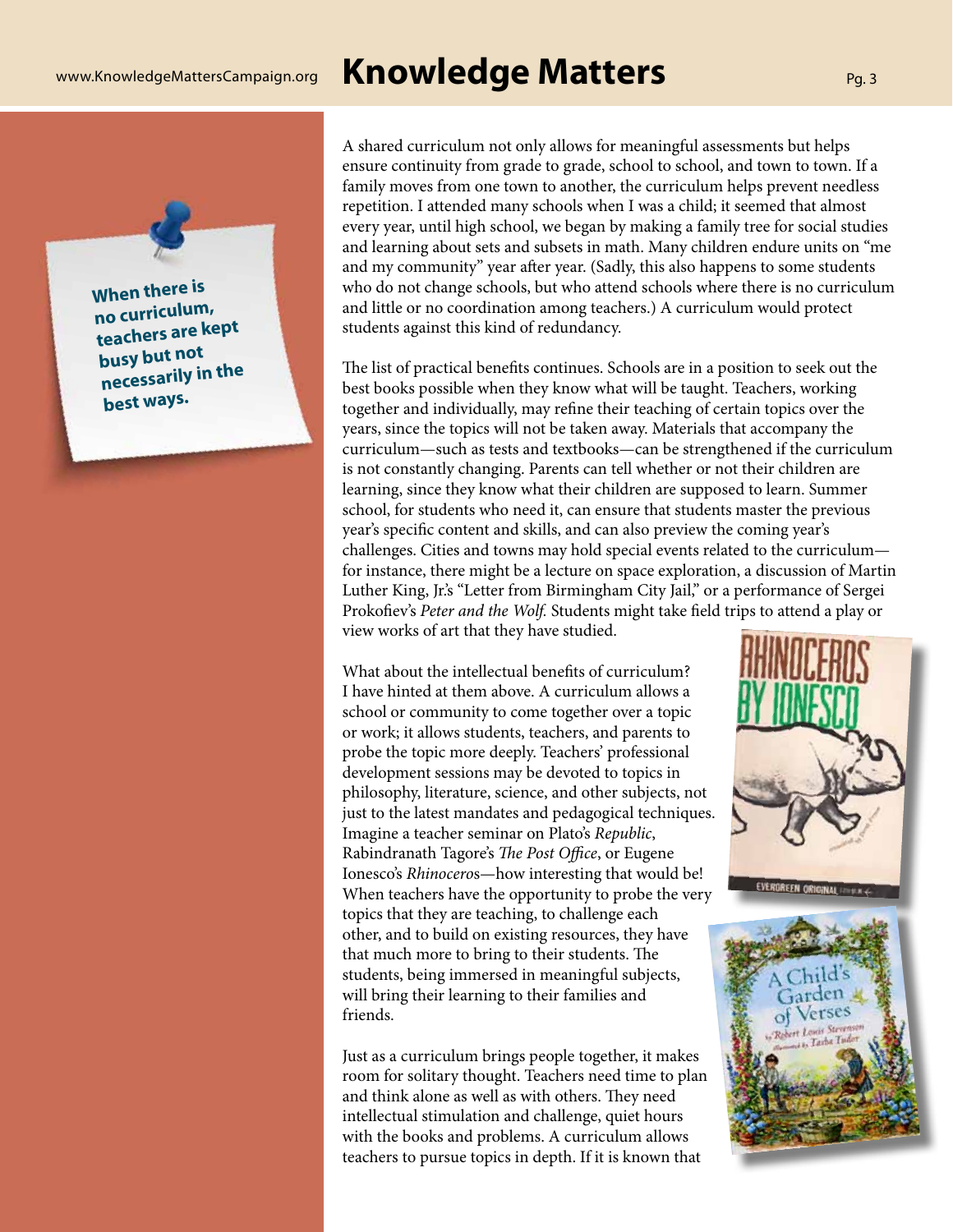**When there is no curriculum, teachers are kept busy but not necessarily in the best ways.**

A shared curriculum not only allows for meaningful assessments but helps ensure continuity from grade to grade, school to school, and town to town. If a family moves from one town to another, the curriculum helps prevent needless repetition. I attended many schools when I was a child; it seemed that almost every year, until high school, we began by making a family tree for social studies and learning about sets and subsets in math. Many children endure units on "me and my community" year after year. (Sadly, this also happens to some students who do not change schools, but who attend schools where there is no curriculum and little or no coordination among teachers.) A curriculum would protect students against this kind of redundancy.

The list of practical benefits continues. Schools are in a position to seek out the best books possible when they know what will be taught. Teachers, working together and individually, may refine their teaching of certain topics over the years, since the topics will not be taken away. Materials that accompany the curriculum—such as tests and textbooks—can be strengthened if the curriculum is not constantly changing. Parents can tell whether or not their children are learning, since they know what their children are supposed to learn. Summer school, for students who need it, can ensure that students master the previous year's specific content and skills, and can also preview the coming year's challenges. Cities and towns may hold special events related to the curriculum—for instance, there might be a lecture on space exploration, a discussion of Martin Luther King, Jr.'s "Letter from Birmingham City Jail," or a performance of Sergei Prokofiev's *Peter and the Wolf.* Students might take field trips to attend a play or view works of art that they have studied.

What about the intellectual benefits of curriculum? I have hinted at them above. A curriculum allows a school or community to come together over a topic or work; it allows students, teachers, and parents to probe the topic more deeply. Teachers' professional development sessions may be devoted to topics in philosophy, literature, science, and other subjects, not just to the latest mandates and pedagogical techniques. Imagine a teacher seminar on Plato's *Republic*, Rabindranath Tagore's *The Post Office*, or Eugene Ionesco's *Rhinoceros*—how interesting that would be! When teachers have the opportunity to probe the very topics that they are teaching, to challenge each other, and to build on existing resources, they have that much more to bring to their students. The students, being immersed in meaningful subjects, will bring their learning to their families and friends.

Just as a curriculum brings people together, it makes room for solitary thought. Teachers need time to plan and think alone as well as with others. They need intellectual stimulation and challenge, quiet hours with the books and problems. A curriculum allows teachers to pursue topics in depth. If it is known that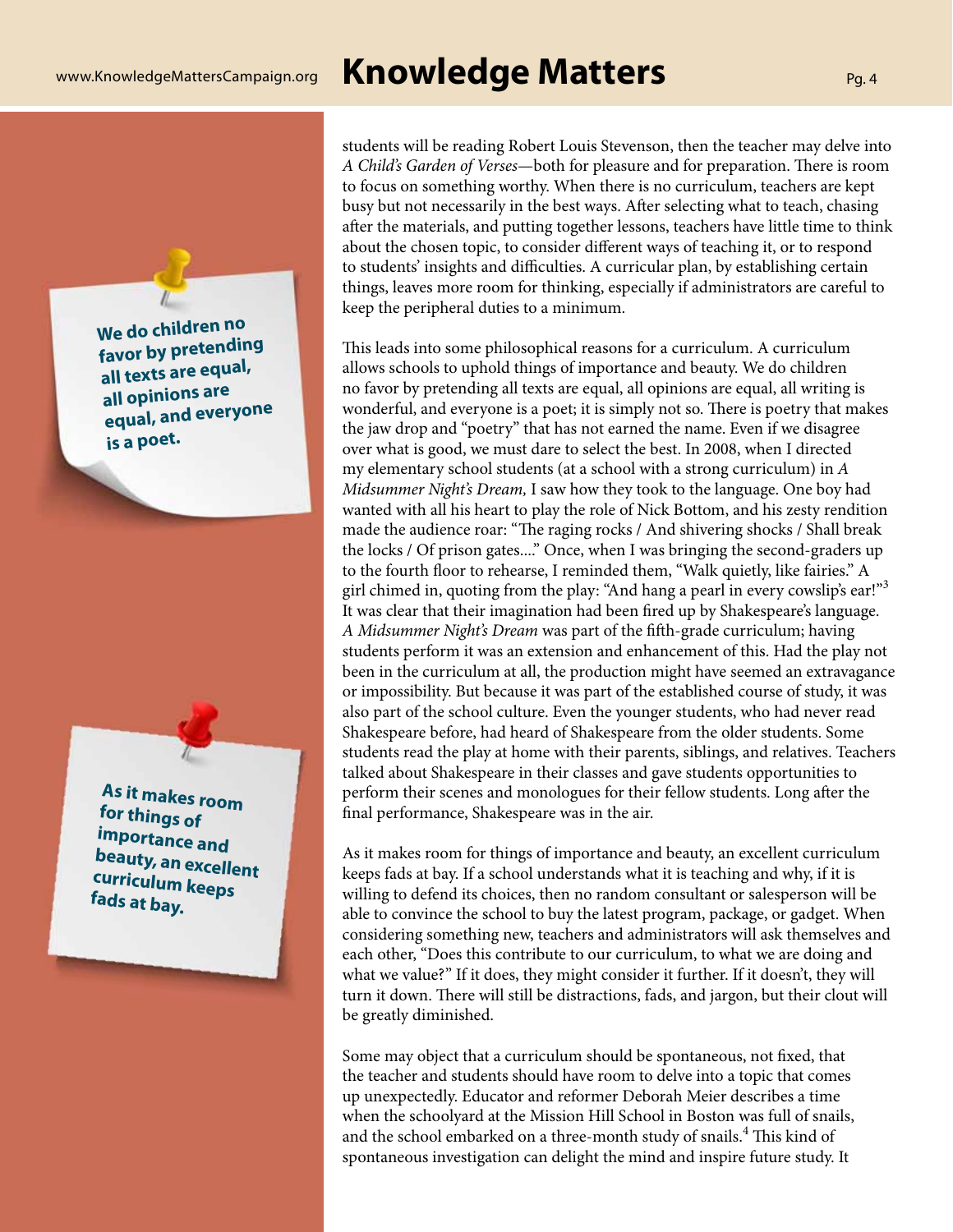students will be reading Robert Louis Stevenson, then the teacher may delve into *A Child's Garden of Verses*—both for pleasure and for preparation. There is room to focus on something worthy. When there is no curriculum, teachers are kept busy but not necessarily in the best ways. After selecting what to teach, chasing after the materials, and putting together lessons, teachers have little time to think about the chosen topic, to consider different ways of teaching it, or to respond to students' insights and difficulties. A curricular plan, by establishing certain things, leaves more room for thinking, especially if administrators are careful to keep the peripheral duties to a minimum.

**We do children no favor by pretending all texts are equal, all opinions are equal, and everyone is a poet.**

This leads into some philosophical reasons for a curriculum. A curriculum allows schools to uphold things of importance and beauty. We do children no favor by pretending all texts are equal, all opinions are equal, all writing is wonderful, and everyone is a poet; it is simply not so. There is poetry that makes the jaw drop and "poetry" that has not earned the name. Even if we disagree over what is good, we must dare to select the best. In 2008, when I directed my elementary school students (at a school with a strong curriculum) in *A Midsummer Night's Dream,* I saw how they took to the language. One boy had wanted with all his heart to play the role of Nick Bottom, and his zesty rendition made the audience roar: "The raging rocks / And shivering shocks / Shall break the locks / Of prison gates...." Once, when I was bringing the second-graders up to the fourth floor to rehearse, I reminded them, "Walk quietly, like fairies." A girl chimed in, quoting from the play: "And hang a pearl in every cowslip's ear!"[3] It was clear that their imagination had been fired up by Shakespeare's language. *A Midsummer Night's Dream* was part of the fifth-grade curriculum; having students perform it was an extension and enhancement of this. Had the play not been in the curriculum at all, the production might have seemed an extravagance or impossibility. But because it was part of the established course of study, it was also part of the school culture. Even the younger students, who had never read Shakespeare before, had heard of Shakespeare from the older students. Some students read the play at home with their parents, siblings, and relatives. Teachers talked about Shakespeare in their classes and gave students opportunities to perform their scenes and monologues for their fellow students. Long after the final performance, Shakespeare was in the air.

**As it makes room for things of importance and beauty, an excellent curriculum keeps fads at bay.**

As it makes room for things of importance and beauty, an excellent curriculum keeps fads at bay. If a school understands what it is teaching and why, if it is willing to defend its choices, then no random consultant or salesperson will be able to convince the school to buy the latest program, package, or gadget. When considering something new, teachers and administrators will ask themselves and each other, "Does this contribute to our curriculum, to what we are doing and what we value?" If it does, they might consider it further. If it doesn't, they will turn it down. There will still be distractions, fads, and jargon, but their clout will be greatly diminished.

Some may object that a curriculum should be spontaneous, not fixed, that the teacher and students should have room to delve into a topic that comes up unexpectedly. Educator and reformer Deborah Meier describes a time when the schoolyard at the Mission Hill School in Boston was full of snails, and the school embarked on a three-month study of snails.[4] This kind of spontaneous investigation can delight the mind and inspire future study. It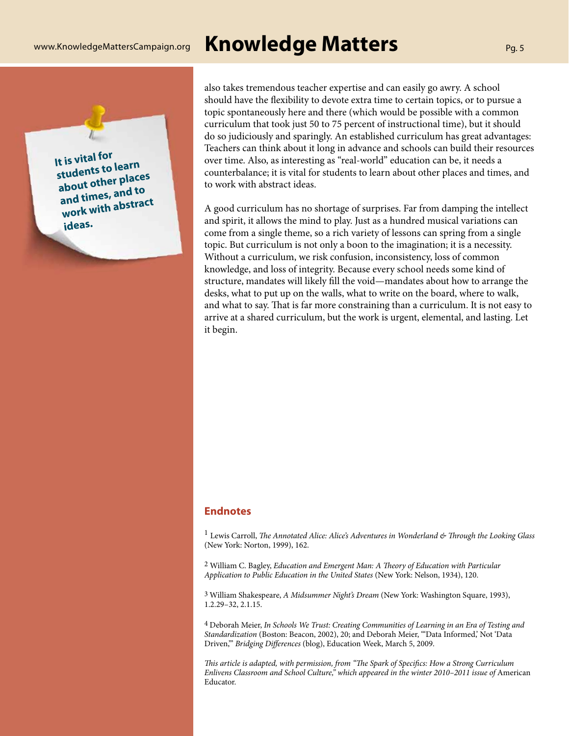> **It is vital for students to learn about other places and times, and to work with abstract ideas.**

also takes tremendous teacher expertise and can easily go awry. A school should have the flexibility to devote extra time to certain topics, or to pursue a topic spontaneously here and there (which would be possible with a common curriculum that took just 50 to 75 percent of instructional time), but it should do so judiciously and sparingly. An established curriculum has great advantages: Teachers can think about it long in advance and schools can build their resources over time. Also, as interesting as "real-world" education can be, it needs a counterbalance; it is vital for students to learn about other places and times, and to work with abstract ideas.

A good curriculum has no shortage of surprises. Far from damping the intellect and spirit, it allows the mind to play. Just as a hundred musical variations can come from a single theme, so a rich variety of lessons can spring from a single topic. But curriculum is not only a boon to the imagination; it is a necessity. Without a curriculum, we risk confusion, inconsistency, loss of common knowledge, and loss of integrity. Because every school needs some kind of structure, mandates will likely fill the void—mandates about how to arrange the desks, what to put up on the walls, what to write on the board, where to walk, and what to say. That is far more constraining than a curriculum. It is not easy to arrive at a shared curriculum, but the work is urgent, elemental, and lasting. Let it begin.

## Endnotes

[1] Lewis Carroll, *The Annotated Alice: Alice's Adventures in Wonderland & Through the Looking Glass* (New York: Norton, 1999), 162.

[2] William C. Bagley, *Education and Emergent Man: A Theory of Education with Particular Application to Public Education in the United States* (New York: Nelson, 1934), 120.

[3] William Shakespeare, *A Midsummer Night's Dream* (New York: Washington Square, 1993), 1.2.29–32, 2.1.15.

[4] Deborah Meier, *In Schools We Trust: Creating Communities of Learning in an Era of Testing and Standardization* (Boston: Beacon, 2002), 20; and Deborah Meier, "'Data Informed,' Not 'Data Driven,'" *Bridging Differences* (blog), Education Week, March 5, 2009.

*This article is adapted, with permission, from "The Spark of Specifics: How a Strong Curriculum Enlivens Classroom and School Culture," which appeared in the winter 2010–2011 issue of* American Educator.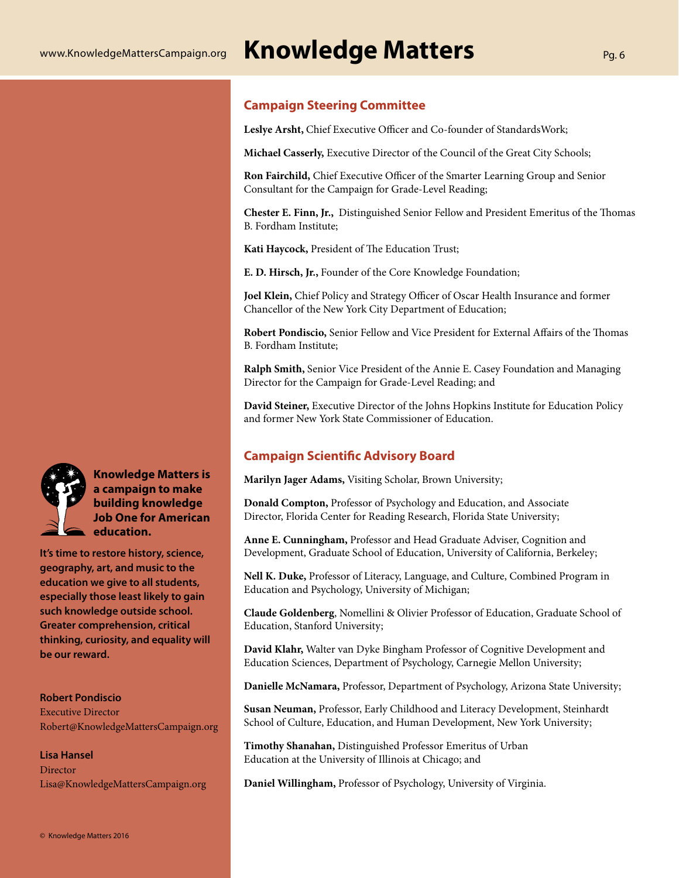## Campaign Steering Committee

**Leslye Arsht,** Chief Executive Officer and Co-founder of StandardsWork;

**Michael Casserly,** Executive Director of the Council of the Great City Schools;

**Ron Fairchild,** Chief Executive Officer of the Smarter Learning Group and Senior Consultant for the Campaign for Grade-Level Reading;

**Chester E. Finn, Jr.,** Distinguished Senior Fellow and President Emeritus of the Thomas B. Fordham Institute;

**Kati Haycock,** President of The Education Trust;

**E. D. Hirsch, Jr.,** Founder of the Core Knowledge Foundation;

**Joel Klein,** Chief Policy and Strategy Officer of Oscar Health Insurance and former Chancellor of the New York City Department of Education;

**Robert Pondiscio,** Senior Fellow and Vice President for External Affairs of the Thomas B. Fordham Institute;

**Ralph Smith,** Senior Vice President of the Annie E. Casey Foundation and Managing Director for the Campaign for Grade-Level Reading; and

**David Steiner,** Executive Director of the Johns Hopkins Institute for Education Policy and former New York State Commissioner of Education.

## Campaign Scientific Advisory Board

**Marilyn Jager Adams,** Visiting Scholar, Brown University;

**Donald Compton,** Professor of Psychology and Education, and Associate Director, Florida Center for Reading Research, Florida State University;

**Anne E. Cunningham,** Professor and Head Graduate Adviser, Cognition and Development, Graduate School of Education, University of California, Berkeley;

**Nell K. Duke,** Professor of Literacy, Language, and Culture, Combined Program in Education and Psychology, University of Michigan;

**Claude Goldenberg**, Nomellini & Olivier Professor of Education, Graduate School of Education, Stanford University;

**David Klahr,** Walter van Dyke Bingham Professor of Cognitive Development and Education Sciences, Department of Psychology, Carnegie Mellon University;

**Danielle McNamara,** Professor, Department of Psychology, Arizona State University;

**Susan Neuman,** Professor, Early Childhood and Literacy Development, Steinhardt School of Culture, Education, and Human Development, New York University;

**Timothy Shanahan,** Distinguished Professor Emeritus of Urban Education at the University of Illinois at Chicago; and

**Daniel Willingham,** Professor of Psychology, University of Virginia.

**Knowledge Matters is a campaign to make building knowledge Job One for American education.**

**It's time to restore history, science, geography, art, and music to the education we give to all students, especially those least likely to gain such knowledge outside school. Greater comprehension, critical thinking, curiosity, and equality will be our reward.**

**Robert Pondiscio**
Executive Director
Robert@KnowledgeMattersCampaign.org

**Lisa Hansel**
Director
Lisa@KnowledgeMattersCampaign.org

© Knowledge Matters 2016